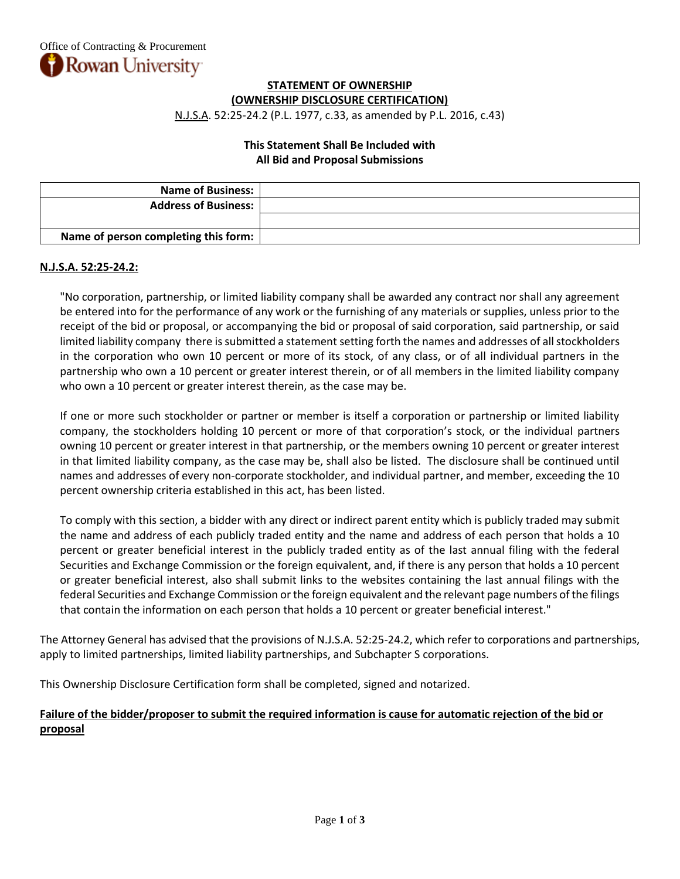Office of Contracting & Procurement

Rowan University

## STATEMENT OF OWNERSHIP
## (OWNERSHIP DISCLOSURE CERTIFICATION)

N.J.S.A. 52:25-24.2 (P.L. 1977, c.33, as amended by P.L. 2016, c.43)

**This Statement Shall Be Included with All Bid and Proposal Submissions**

| | |
|---:|---|
| **Name of Business:** | |
| **Address of Business:** | |
| | |
| **Name of person completing this form:** | |

**N.J.S.A. 52:25-24.2:**

> "No corporation, partnership, or limited liability company shall be awarded any contract nor shall any agreement be entered into for the performance of any work or the furnishing of any materials or supplies, unless prior to the receipt of the bid or proposal, or accompanying the bid or proposal of said corporation, said partnership, or said limited liability company there is submitted a statement setting forth the names and addresses of all stockholders in the corporation who own 10 percent or more of its stock, of any class, or of all individual partners in the partnership who own a 10 percent or greater interest therein, or of all members in the limited liability company who own a 10 percent or greater interest therein, as the case may be.
>
> If one or more such stockholder or partner or member is itself a corporation or partnership or limited liability company, the stockholders holding 10 percent or more of that corporation's stock, or the individual partners owning 10 percent or greater interest in that partnership, or the members owning 10 percent or greater interest in that limited liability company, as the case may be, shall also be listed. The disclosure shall be continued until names and addresses of every non-corporate stockholder, and individual partner, and member, exceeding the 10 percent ownership criteria established in this act, has been listed.
>
> To comply with this section, a bidder with any direct or indirect parent entity which is publicly traded may submit the name and address of each publicly traded entity and the name and address of each person that holds a 10 percent or greater beneficial interest in the publicly traded entity as of the last annual filing with the federal Securities and Exchange Commission or the foreign equivalent, and, if there is any person that holds a 10 percent or greater beneficial interest, also shall submit links to the websites containing the last annual filings with the federal Securities and Exchange Commission or the foreign equivalent and the relevant page numbers of the filings that contain the information on each person that holds a 10 percent or greater beneficial interest."

The Attorney General has advised that the provisions of N.J.S.A. 52:25-24.2, which refer to corporations and partnerships, apply to limited partnerships, limited liability partnerships, and Subchapter S corporations.

This Ownership Disclosure Certification form shall be completed, signed and notarized.

**Failure of the bidder/proposer to submit the required information is cause for automatic rejection of the bid or proposal**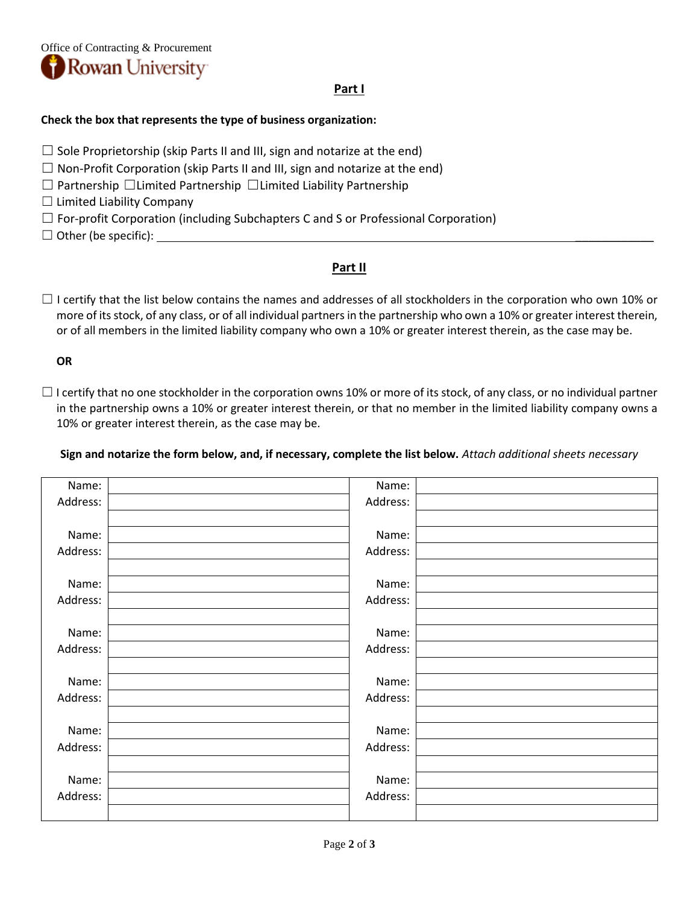Office of Contracting & Procurement

Rowan University

## Part I

**Check the box that represents the type of business organization:**

☐ Sole Proprietorship (skip Parts II and III, sign and notarize at the end)
☐ Non-Profit Corporation (skip Parts II and III, sign and notarize at the end)
☐ Partnership ☐Limited Partnership ☐Limited Liability Partnership
☐ Limited Liability Company
☐ For-profit Corporation (including Subchapters C and S or Professional Corporation)
☐ Other (be specific): ______________________________

## Part II

☐ I certify that the list below contains the names and addresses of all stockholders in the corporation who own 10% or more of its stock, of any class, or of all individual partners in the partnership who own a 10% or greater interest therein, or of all members in the limited liability company who own a 10% or greater interest therein, as the case may be.

**OR**

☐ I certify that no one stockholder in the corporation owns 10% or more of its stock, of any class, or no individual partner in the partnership owns a 10% or greater interest therein, or that no member in the limited liability company owns a 10% or greater interest therein, as the case may be.

**Sign and notarize the form below, and, if necessary, complete the list below.** *Attach additional sheets necessary*

| | | | |
|---|---|---|---|
| Name: | | Name: | |
| Address: | | Address: | |
| | | | |
| Name: | | Name: | |
| Address: | | Address: | |
| | | | |
| Name: | | Name: | |
| Address: | | Address: | |
| | | | |
| Name: | | Name: | |
| Address: | | Address: | |
| | | | |
| Name: | | Name: | |
| Address: | | Address: | |
| | | | |
| Name: | | Name: | |
| Address: | | Address: | |
| | | | |
| Name: | | Name: | |
| Address: | | Address: | |
| | | | |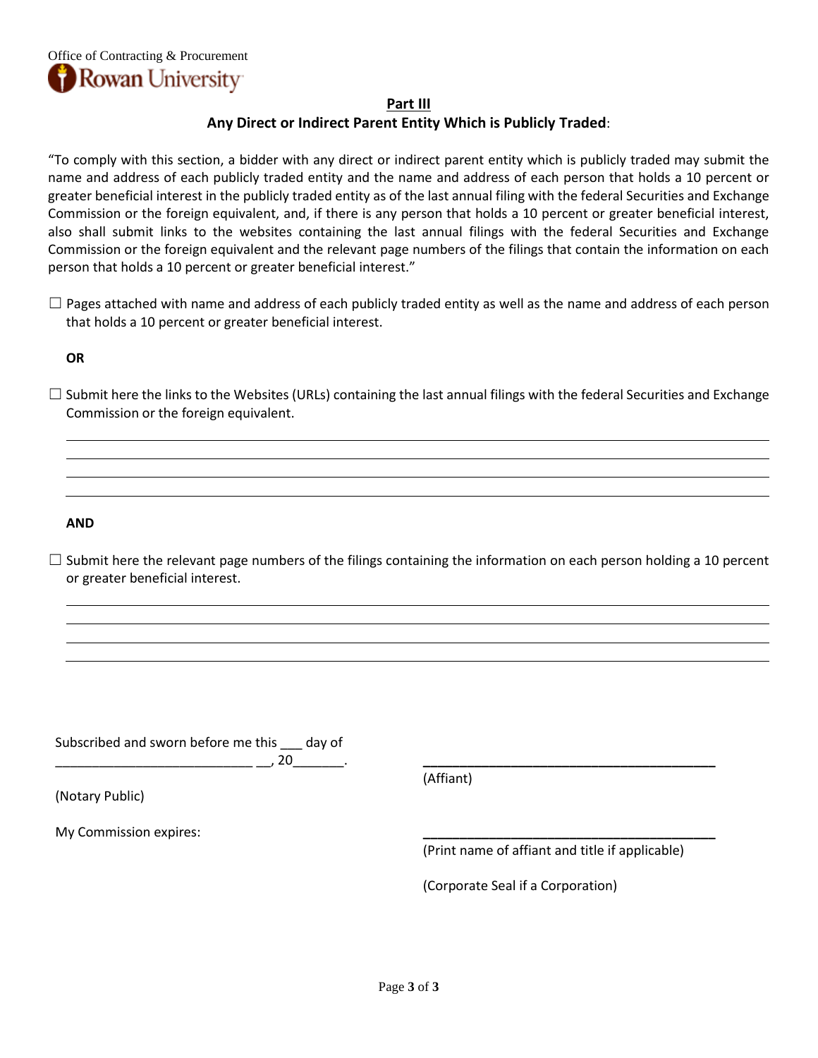Office of Contracting & Procurement
Rowan University

## Part III

### Any Direct or Indirect Parent Entity Which is Publicly Traded:

"To comply with this section, a bidder with any direct or indirect parent entity which is publicly traded may submit the name and address of each publicly traded entity and the name and address of each person that holds a 10 percent or greater beneficial interest in the publicly traded entity as of the last annual filing with the federal Securities and Exchange Commission or the foreign equivalent, and, if there is any person that holds a 10 percent or greater beneficial interest, also shall submit links to the websites containing the last annual filings with the federal Securities and Exchange Commission or the foreign equivalent and the relevant page numbers of the filings that contain the information on each person that holds a 10 percent or greater beneficial interest."

☐ Pages attached with name and address of each publicly traded entity as well as the name and address of each person that holds a 10 percent or greater beneficial interest.

**OR**

☐ Submit here the links to the Websites (URLs) containing the last annual filings with the federal Securities and Exchange Commission or the foreign equivalent.

\_\_\_\_\_\_\_\_\_\_\_\_\_\_\_\_\_\_\_\_\_\_\_\_\_\_\_\_\_\_\_\_\_\_\_\_\_\_\_\_\_\_\_\_\_\_\_\_\_\_\_\_\_\_\_\_\_\_\_\_\_\_\_\_\_\_\_\_\_\_\_\_

\_\_\_\_\_\_\_\_\_\_\_\_\_\_\_\_\_\_\_\_\_\_\_\_\_\_\_\_\_\_\_\_\_\_\_\_\_\_\_\_\_\_\_\_\_\_\_\_\_\_\_\_\_\_\_\_\_\_\_\_\_\_\_\_\_\_\_\_\_\_\_\_

\_\_\_\_\_\_\_\_\_\_\_\_\_\_\_\_\_\_\_\_\_\_\_\_\_\_\_\_\_\_\_\_\_\_\_\_\_\_\_\_\_\_\_\_\_\_\_\_\_\_\_\_\_\_\_\_\_\_\_\_\_\_\_\_\_\_\_\_\_\_\_\_

\_\_\_\_\_\_\_\_\_\_\_\_\_\_\_\_\_\_\_\_\_\_\_\_\_\_\_\_\_\_\_\_\_\_\_\_\_\_\_\_\_\_\_\_\_\_\_\_\_\_\_\_\_\_\_\_\_\_\_\_\_\_\_\_\_\_\_\_\_\_\_\_

**AND**

☐ Submit here the relevant page numbers of the filings containing the information on each person holding a 10 percent or greater beneficial interest.

\_\_\_\_\_\_\_\_\_\_\_\_\_\_\_\_\_\_\_\_\_\_\_\_\_\_\_\_\_\_\_\_\_\_\_\_\_\_\_\_\_\_\_\_\_\_\_\_\_\_\_\_\_\_\_\_\_\_\_\_\_\_\_\_\_\_\_\_\_\_\_\_

\_\_\_\_\_\_\_\_\_\_\_\_\_\_\_\_\_\_\_\_\_\_\_\_\_\_\_\_\_\_\_\_\_\_\_\_\_\_\_\_\_\_\_\_\_\_\_\_\_\_\_\_\_\_\_\_\_\_\_\_\_\_\_\_\_\_\_\_\_\_\_\_

\_\_\_\_\_\_\_\_\_\_\_\_\_\_\_\_\_\_\_\_\_\_\_\_\_\_\_\_\_\_\_\_\_\_\_\_\_\_\_\_\_\_\_\_\_\_\_\_\_\_\_\_\_\_\_\_\_\_\_\_\_\_\_\_\_\_\_\_\_\_\_\_

\_\_\_\_\_\_\_\_\_\_\_\_\_\_\_\_\_\_\_\_\_\_\_\_\_\_\_\_\_\_\_\_\_\_\_\_\_\_\_\_\_\_\_\_\_\_\_\_\_\_\_\_\_\_\_\_\_\_\_\_\_\_\_\_\_\_\_\_\_\_\_\_

Subscribed and sworn before me this \_\_\_ day of
\_\_\_\_\_\_\_\_\_\_\_\_\_\_\_\_\_\_\_\_\_\_\_\_\_\_\_ \_\_, 20\_\_\_\_\_\_\_.

(Notary Public)

My Commission expires:

\_\_\_\_\_\_\_\_\_\_\_\_\_\_\_\_\_\_\_\_\_\_\_\_\_\_\_\_\_\_\_\_\_\_\_\_\_\_\_\_
(Affiant)

\_\_\_\_\_\_\_\_\_\_\_\_\_\_\_\_\_\_\_\_\_\_\_\_\_\_\_\_\_\_\_\_\_\_\_\_\_\_\_\_
(Print name of affiant and title if applicable)

(Corporate Seal if a Corporation)